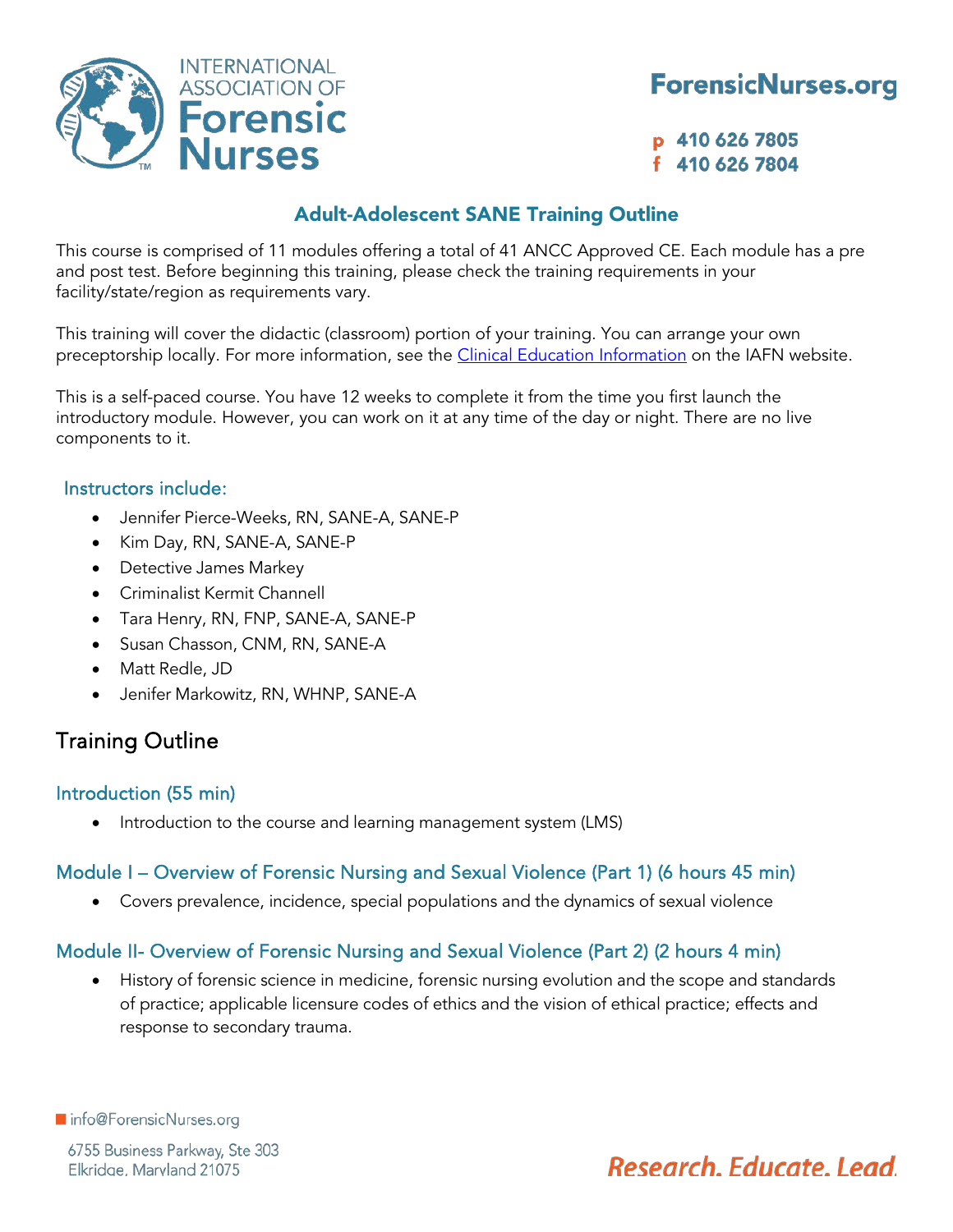# Adult-Adolescent SANE Training Outline

This course is comprised of 11 modules offering a total of 41 ANCC Approved CE. Each module has a pre and post test. Before beginning this training, please check the training requirements in your facility/state/region as requirements vary.

This training will cover the didactic (classroom) portion of your training. You can arrange your own preceptorship locally. For more information, see the Clinical Education Information on the IAFN website.

This is a self-paced course. You have 12 weeks to complete it from the time you first launch the introductory module. However, you can work on it at any time of the day or night. There are no live components to it.

### Instructors include:

- Jennifer Pierce-Weeks, RN, SANE-A, SANE-P
- Kim Day, RN, SANE-A, SANE-P
- Detective James Markey
- Criminalist Kermit Channell
- Tara Henry, RN, FNP, SANE-A, SANE-P
- Susan Chasson, CNM, RN, SANE-A
- Matt Redle, JD
- Jenifer Markowitz, RN, WHNP, SANE-A

## Training Outline

### Introduction (55 min)

- Introduction to the course and learning management system (LMS)

### Module I – Overview of Forensic Nursing and Sexual Violence (Part 1) (6 hours 45 min)

- Covers prevalence, incidence, special populations and the dynamics of sexual violence

### Module II- Overview of Forensic Nursing and Sexual Violence (Part 2) (2 hours 4 min)

- History of forensic science in medicine, forensic nursing evolution and the scope and standards of practice; applicable licensure codes of ethics and the vision of ethical practice; effects and response to secondary trauma.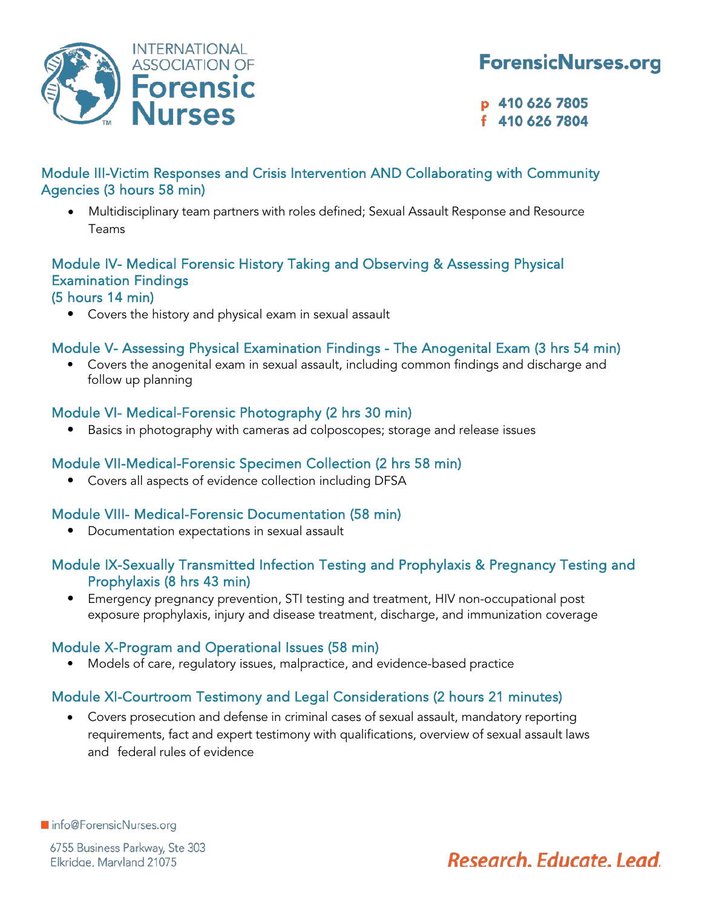## Module III-Victim Responses and Crisis Intervention AND Collaborating with Community Agencies (3 hours 58 min)

- Multidisciplinary team partners with roles defined; Sexual Assault Response and Resource Teams

## Module IV- Medical Forensic History Taking and Observing & Assessing Physical Examination Findings (5 hours 14 min)

- Covers the history and physical exam in sexual assault

## Module V- Assessing Physical Examination Findings - The Anogenital Exam (3 hrs 54 min)

- Covers the anogenital exam in sexual assault, including common findings and discharge and follow up planning

## Module VI- Medical-Forensic Photography (2 hrs 30 min)

- Basics in photography with cameras ad colposcopes; storage and release issues

## Module VII-Medical-Forensic Specimen Collection (2 hrs 58 min)

- Covers all aspects of evidence collection including DFSA

## Module VIII- Medical-Forensic Documentation (58 min)

- Documentation expectations in sexual assault

## Module IX-Sexually Transmitted Infection Testing and Prophylaxis & Pregnancy Testing and Prophylaxis (8 hrs 43 min)

- Emergency pregnancy prevention, STI testing and treatment, HIV non-occupational post exposure prophylaxis, injury and disease treatment, discharge, and immunization coverage

## Module X-Program and Operational Issues (58 min)

- Models of care, regulatory issues, malpractice, and evidence-based practice

## Module XI-Courtroom Testimony and Legal Considerations (2 hours 21 minutes)

- Covers prosecution and defense in criminal cases of sexual assault, mandatory reporting requirements, fact and expert testimony with qualifications, overview of sexual assault laws and federal rules of evidence